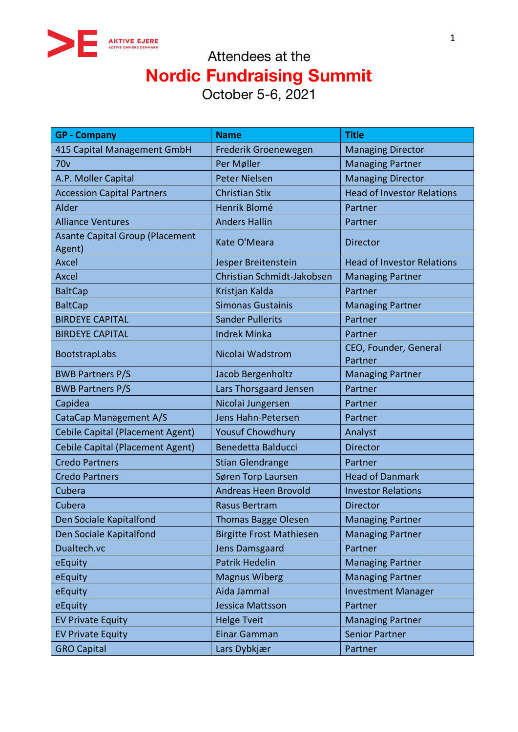AKTIVE EJERE
ACTIVE OWNERS DENMARK

Attendees at the

# Nordic Fundraising Summit

October 5-6, 2021

| GP - Company | Name | Title |
|---|---|---|
| 415 Capital Management GmbH | Frederik Groenewegen | Managing Director |
| 70v | Per Møller | Managing Partner |
| A.P. Moller Capital | Peter Nielsen | Managing Director |
| Accession Capital Partners | Christian Stix | Head of Investor Relations |
| Alder | Henrik Blomé | Partner |
| Alliance Ventures | Anders Hallin | Partner |
| Asante Capital Group (Placement Agent) | Kate O'Meara | Director |
| Axcel | Jesper Breitenstein | Head of Investor Relations |
| Axcel | Christian Schmidt-Jakobsen | Managing Partner |
| BaltCap | Kristjan Kalda | Partner |
| BaltCap | Simonas Gustainis | Managing Partner |
| BIRDEYE CAPITAL | Sander Pullerits | Partner |
| BIRDEYE CAPITAL | Indrek Minka | Partner |
| BootstrapLabs | Nicolai Wadstrom | CEO, Founder, General Partner |
| BWB Partners P/S | Jacob Bergenholtz | Managing Partner |
| BWB Partners P/S | Lars Thorsgaard Jensen | Partner |
| Capidea | Nicolai Jungersen | Partner |
| CataCap Management A/S | Jens Hahn-Petersen | Partner |
| Cebile Capital (Placement Agent) | Yousuf Chowdhury | Analyst |
| Cebile Capital (Placement Agent) | Benedetta Balducci | Director |
| Credo Partners | Stian Glendrange | Partner |
| Credo Partners | Søren Torp Laursen | Head of Danmark |
| Cubera | Andreas Heen Brovold | Investor Relations |
| Cubera | Rasus Bertram | Director |
| Den Sociale Kapitalfond | Thomas Bagge Olesen | Managing Partner |
| Den Sociale Kapitalfond | Birgitte Frost Mathiesen | Managing Partner |
| Dualtech.vc | Jens Damsgaard | Partner |
| eEquity | Patrik Hedelin | Managing Partner |
| eEquity | Magnus Wiberg | Managing Partner |
| eEquity | Aida Jammal | Investment Manager |
| eEquity | Jessica Mattsson | Partner |
| EV Private Equity | Helge Tveit | Managing Partner |
| EV Private Equity | Einar Gamman | Senior Partner |
| GRO Capital | Lars Dybkjær | Partner |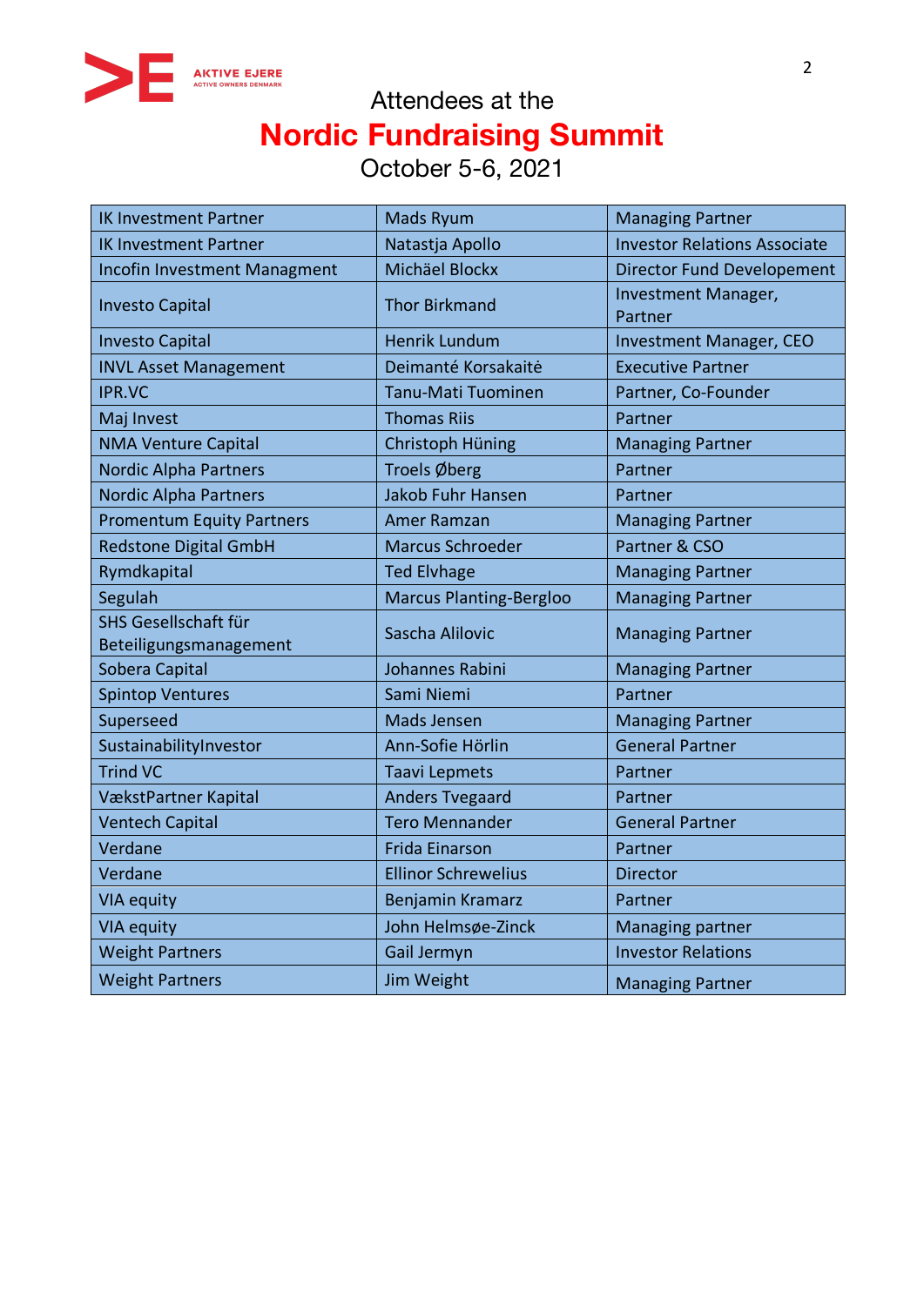AKTIVE EJERE
ACTIVE OWNERS DENMARK

# Attendees at the
# Nordic Fundraising Summit
## October 5-6, 2021

| | | |
|---|---|---|
| IK Investment Partner | Mads Ryum | Managing Partner |
| IK Investment Partner | Natastja Apollo | Investor Relations Associate |
| Incofin Investment Managment | Michäel Blockx | Director Fund Developement |
| Investo Capital | Thor Birkmand | Investment Manager, Partner |
| Investo Capital | Henrik Lundum | Investment Manager, CEO |
| INVL Asset Management | Deimanté Korsakaitė | Executive Partner |
| IPR.VC | Tanu-Mati Tuominen | Partner, Co-Founder |
| Maj Invest | Thomas Riis | Partner |
| NMA Venture Capital | Christoph Hüning | Managing Partner |
| Nordic Alpha Partners | Troels Øberg | Partner |
| Nordic Alpha Partners | Jakob Fuhr Hansen | Partner |
| Promentum Equity Partners | Amer Ramzan | Managing Partner |
| Redstone Digital GmbH | Marcus Schroeder | Partner & CSO |
| Rymdkapital | Ted Elvhage | Managing Partner |
| Segulah | Marcus Planting-Bergloo | Managing Partner |
| SHS Gesellschaft für Beteiligungsmanagement | Sascha Alilovic | Managing Partner |
| Sobera Capital | Johannes Rabini | Managing Partner |
| Spintop Ventures | Sami Niemi | Partner |
| Superseed | Mads Jensen | Managing Partner |
| SustainabilityInvestor | Ann-Sofie Hörlin | General Partner |
| Trind VC | Taavi Lepmets | Partner |
| VækstPartner Kapital | Anders Tvegaard | Partner |
| Ventech Capital | Tero Mennander | General Partner |
| Verdane | Frida Einarson | Partner |
| Verdane | Ellinor Schrewelius | Director |
| VIA equity | Benjamin Kramarz | Partner |
| VIA equity | John Helmsøe-Zinck | Managing partner |
| Weight Partners | Gail Jermyn | Investor Relations |
| Weight Partners | Jim Weight | Managing Partner |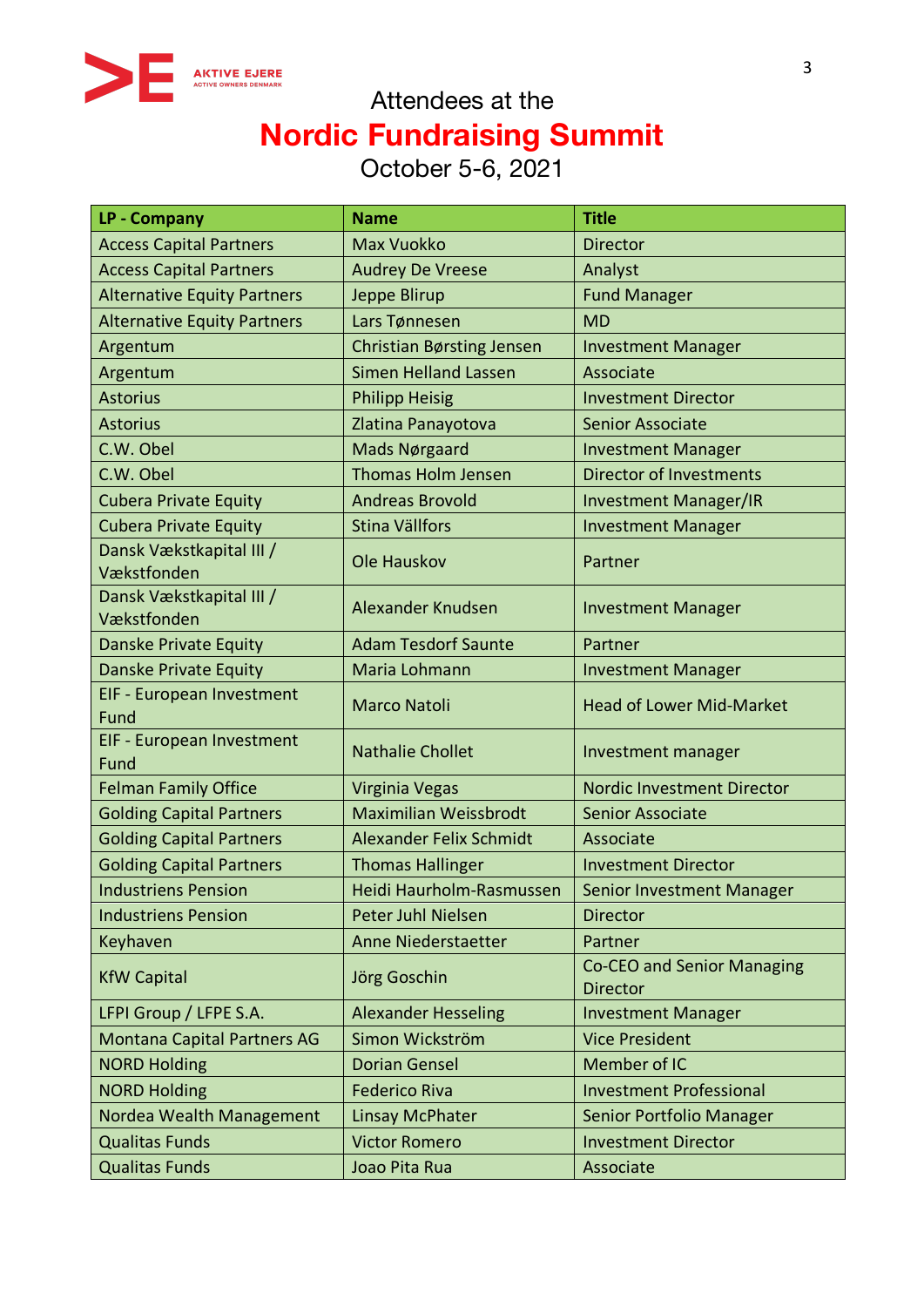AKTIVE EJERE
ACTIVE OWNERS DENMARK

Attendees at the

# Nordic Fundraising Summit

October 5-6, 2021

| LP - Company | Name | Title |
|---|---|---|
| Access Capital Partners | Max Vuokko | Director |
| Access Capital Partners | Audrey De Vreese | Analyst |
| Alternative Equity Partners | Jeppe Blirup | Fund Manager |
| Alternative Equity Partners | Lars Tønnesen | MD |
| Argentum | Christian Børsting Jensen | Investment Manager |
| Argentum | Simen Helland Lassen | Associate |
| Astorius | Philipp Heisig | Investment Director |
| Astorius | Zlatina Panayotova | Senior Associate |
| C.W. Obel | Mads Nørgaard | Investment Manager |
| C.W. Obel | Thomas Holm Jensen | Director of Investments |
| Cubera Private Equity | Andreas Brovold | Investment Manager/IR |
| Cubera Private Equity | Stina Vällfors | Investment Manager |
| Dansk Vækstkapital III / Vækstfonden | Ole Hauskov | Partner |
| Dansk Vækstkapital III / Vækstfonden | Alexander Knudsen | Investment Manager |
| Danske Private Equity | Adam Tesdorf Saunte | Partner |
| Danske Private Equity | Maria Lohmann | Investment Manager |
| EIF - European Investment Fund | Marco Natoli | Head of Lower Mid-Market |
| EIF - European Investment Fund | Nathalie Chollet | Investment manager |
| Felman Family Office | Virginia Vegas | Nordic Investment Director |
| Golding Capital Partners | Maximilian Weissbrodt | Senior Associate |
| Golding Capital Partners | Alexander Felix Schmidt | Associate |
| Golding Capital Partners | Thomas Hallinger | Investment Director |
| Industriens Pension | Heidi Haurholm-Rasmussen | Senior Investment Manager |
| Industriens Pension | Peter Juhl Nielsen | Director |
| Keyhaven | Anne Niederstaetter | Partner |
| KfW Capital | Jörg Goschin | Co-CEO and Senior Managing Director |
| LFPI Group / LFPE S.A. | Alexander Hesseling | Investment Manager |
| Montana Capital Partners AG | Simon Wickström | Vice President |
| NORD Holding | Dorian Gensel | Member of IC |
| NORD Holding | Federico Riva | Investment Professional |
| Nordea Wealth Management | Linsay McPhater | Senior Portfolio Manager |
| Qualitas Funds | Victor Romero | Investment Director |
| Qualitas Funds | Joao Pita Rua | Associate |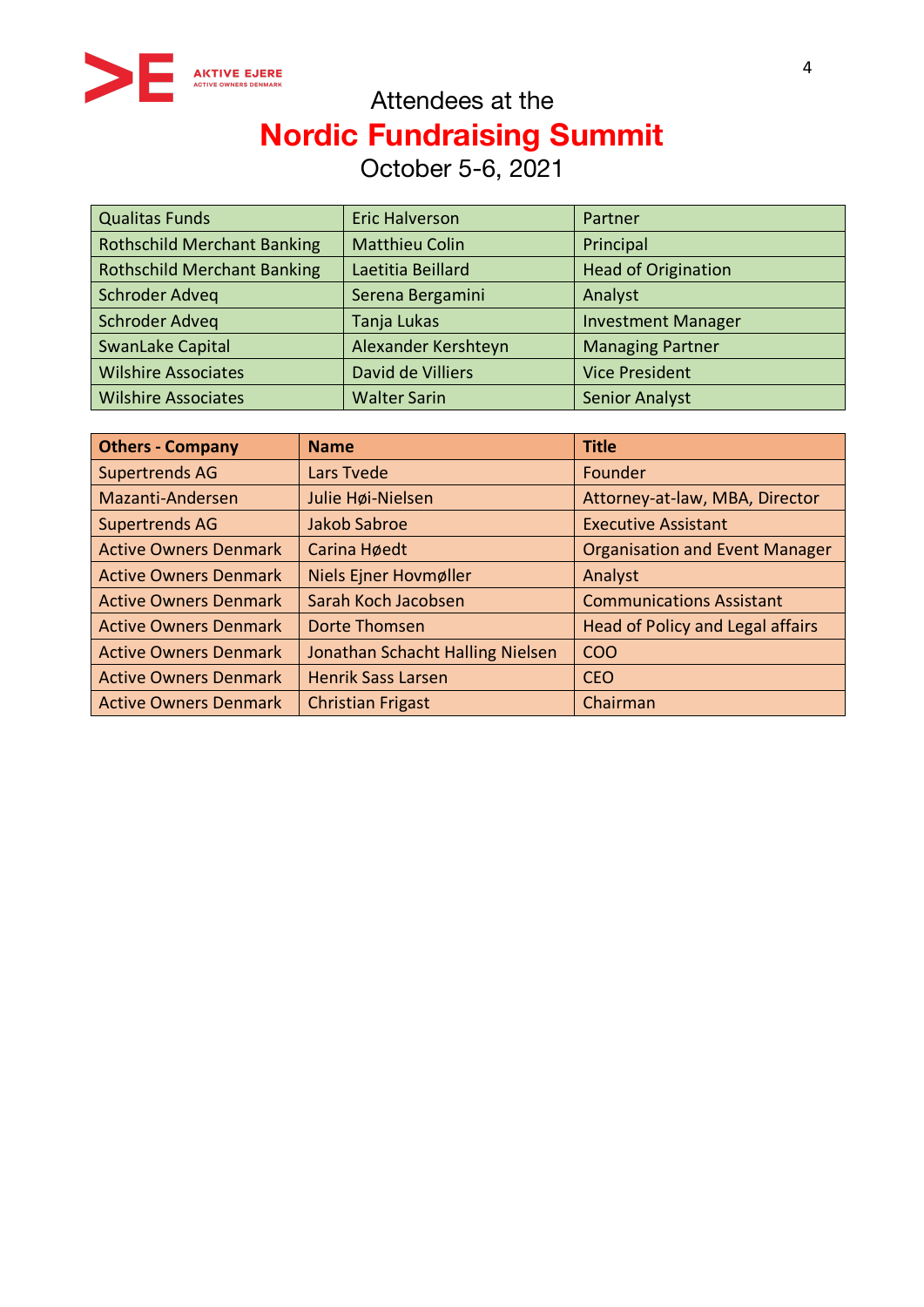Attendees at the

# Nordic Fundraising Summit

October 5-6, 2021

| | | |
|---|---|---|
| Qualitas Funds | Eric Halverson | Partner |
| Rothschild Merchant Banking | Matthieu Colin | Principal |
| Rothschild Merchant Banking | Laetitia Beillard | Head of Origination |
| Schroder Adveq | Serena Bergamini | Analyst |
| Schroder Adveq | Tanja Lukas | Investment Manager |
| SwanLake Capital | Alexander Kershteyn | Managing Partner |
| Wilshire Associates | David de Villiers | Vice President |
| Wilshire Associates | Walter Sarin | Senior Analyst |

| Others - Company | Name | Title |
|---|---|---|
| Supertrends AG | Lars Tvede | Founder |
| Mazanti-Andersen | Julie Høi-Nielsen | Attorney-at-law, MBA, Director |
| Supertrends AG | Jakob Sabroe | Executive Assistant |
| Active Owners Denmark | Carina Høedt | Organisation and Event Manager |
| Active Owners Denmark | Niels Ejner Hovmøller | Analyst |
| Active Owners Denmark | Sarah Koch Jacobsen | Communications Assistant |
| Active Owners Denmark | Dorte Thomsen | Head of Policy and Legal affairs |
| Active Owners Denmark | Jonathan Schacht Halling Nielsen | COO |
| Active Owners Denmark | Henrik Sass Larsen | CEO |
| Active Owners Denmark | Christian Frigast | Chairman |